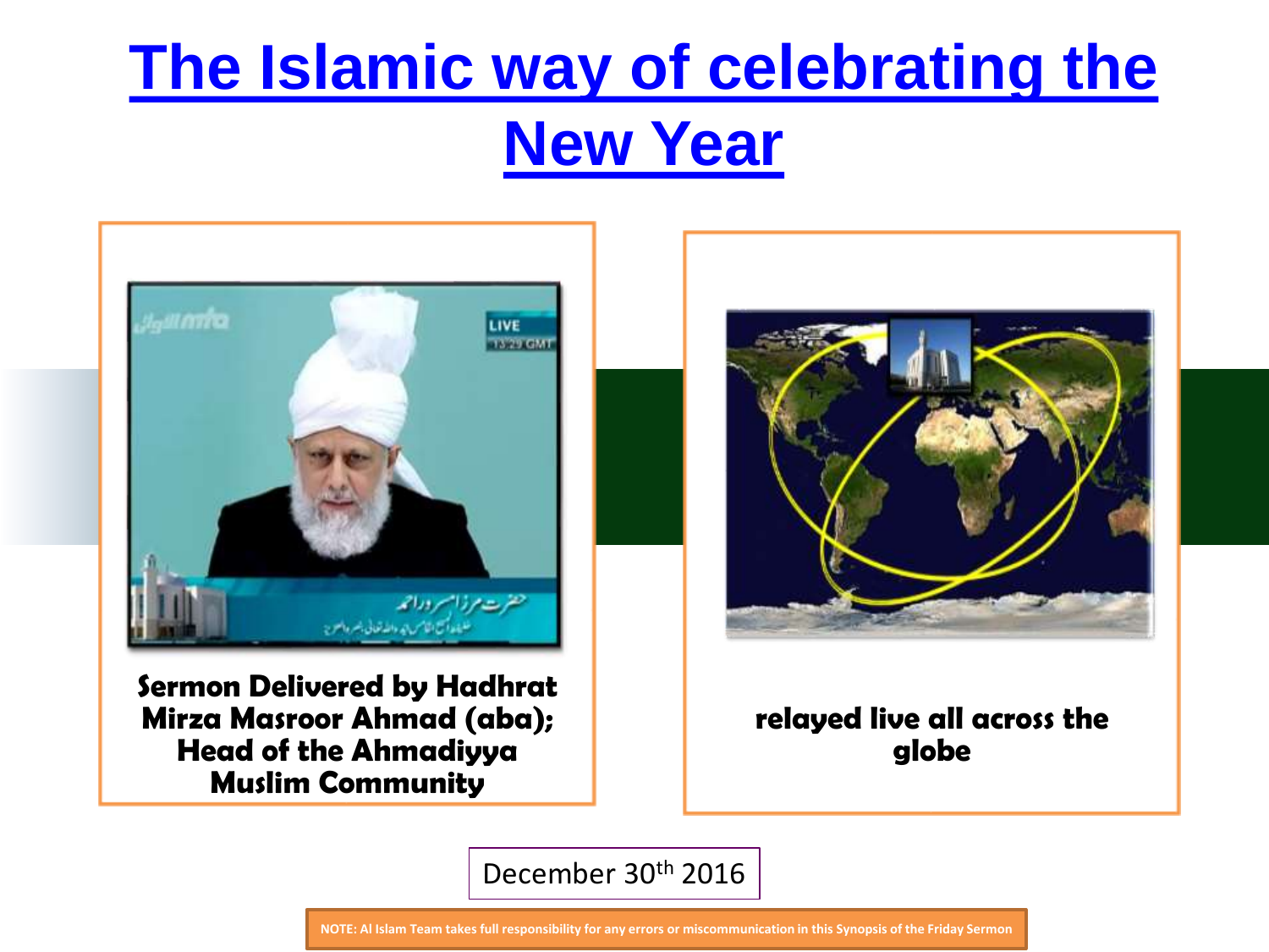# The Islamic way of celebrating the New Year

**Sermon Delivered by Hadhrat Mirza Masroor Ahmad (aba); Head of the Ahmadiyya Muslim Community**

**relayed live all across the globe**

December 30th 2016

NOTE: Al Islam Team takes full responsibility for any errors or miscommunication in this Synopsis of the Friday Sermon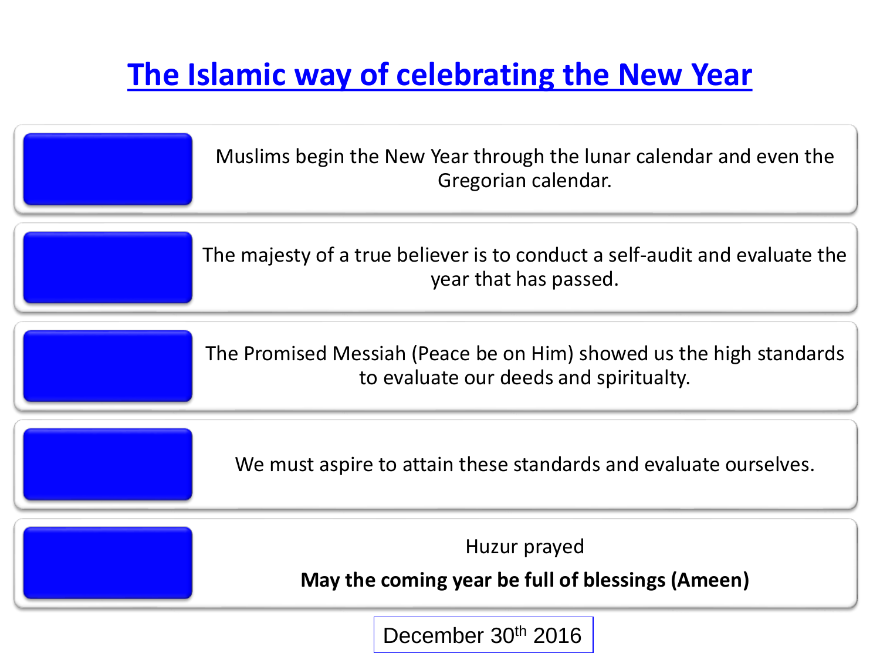# The Islamic way of celebrating the New Year

Muslims begin the New Year through the lunar calendar and even the Gregorian calendar.

The majesty of a true believer is to conduct a self-audit and evaluate the year that has passed.

The Promised Messiah (Peace be on Him) showed us the high standards to evaluate our deeds and spiritualty.

We must aspire to attain these standards and evaluate ourselves.

Huzur prayed

**May the coming year be full of blessings (Ameen)**

December 30th 2016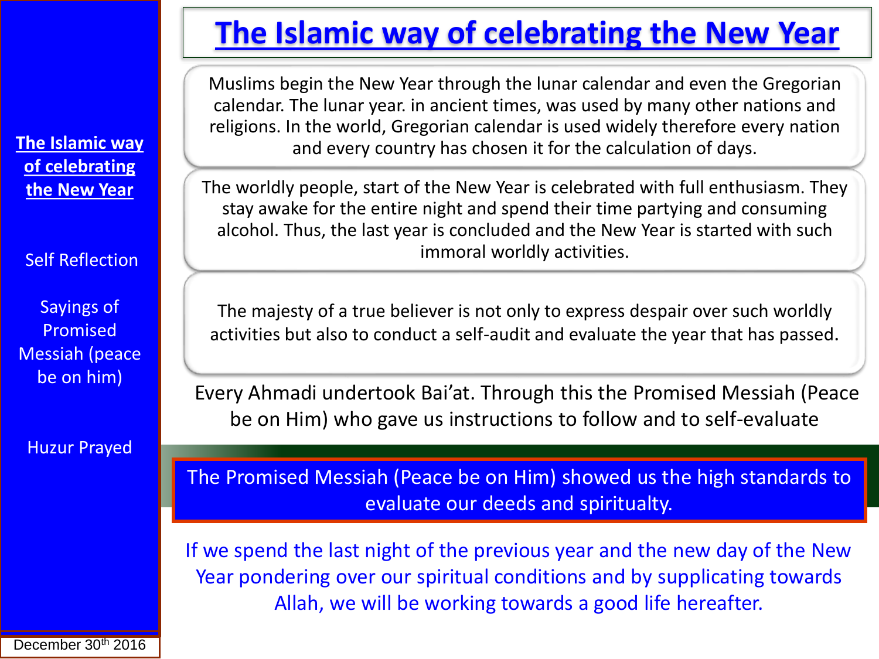# The Islamic way of celebrating the New Year

- **The Islamic way of celebrating the New Year**
- Self Reflection
- Sayings of Promised Messiah (peace be on him)
- Huzur Prayed

December 30th 2016

Muslims begin the New Year through the lunar calendar and even the Gregorian calendar. The lunar year. in ancient times, was used by many other nations and religions. In the world, Gregorian calendar is used widely therefore every nation and every country has chosen it for the calculation of days.

The worldly people, start of the New Year is celebrated with full enthusiasm. They stay awake for the entire night and spend their time partying and consuming alcohol. Thus, the last year is concluded and the New Year is started with such immoral worldly activities.

The majesty of a true believer is not only to express despair over such worldly activities but also to conduct a self-audit and evaluate the year that has passed.

Every Ahmadi undertook Bai'at. Through this the Promised Messiah (Peace be on Him) who gave us instructions to follow and to self-evaluate

The Promised Messiah (Peace be on Him) showed us the high standards to evaluate our deeds and spiritualty.

If we spend the last night of the previous year and the new day of the New Year pondering over our spiritual conditions and by supplicating towards Allah, we will be working towards a good life hereafter.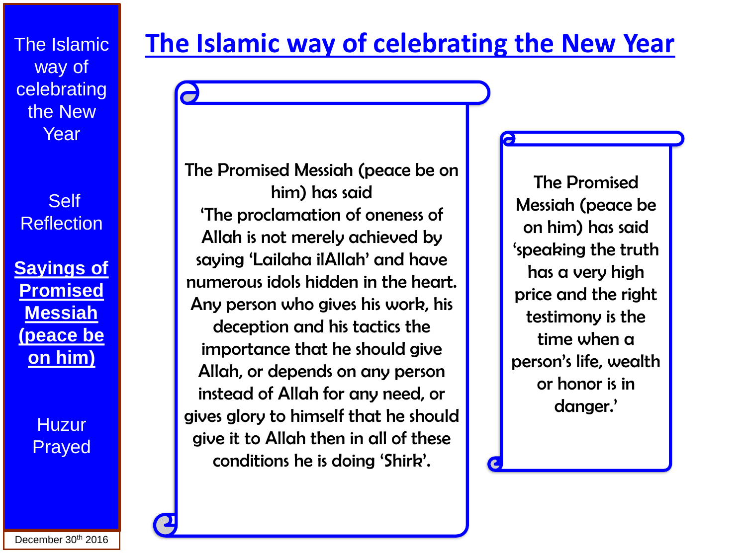# The Islamic way of celebrating the New Year

The Islamic way of celebrating the New Year

Self Reflection

**Sayings of Promised Messiah (peace be on him)**

Huzur Prayed

December 30th 2016

The Promised Messiah (peace be on him) has said
'The proclamation of oneness of Allah is not merely achieved by saying 'Lailaha ilAllah' and have numerous idols hidden in the heart. Any person who gives his work, his deception and his tactics the importance that he should give Allah, or depends on any person instead of Allah for any need, or gives glory to himself that he should give it to Allah then in all of these conditions he is doing 'Shirk'.

The Promised Messiah (peace be on him) has said 'speaking the truth has a very high price and the right testimony is the time when a person's life, wealth or honor is in danger.'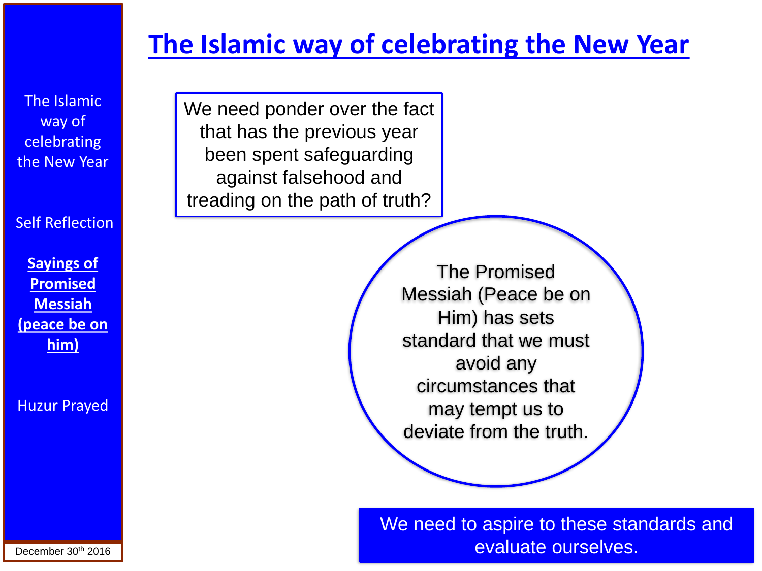# The Islamic way of celebrating the New Year

The Islamic way of celebrating the New Year

Self Reflection

**Sayings of Promised Messiah (peace be on him)**

Huzur Prayed

December 30th 2016

We need ponder over the fact that has the previous year been spent safeguarding against falsehood and treading on the path of truth?

The Promised Messiah (Peace be on Him) has sets standard that we must avoid any circumstances that may tempt us to deviate from the truth.

We need to aspire to these standards and evaluate ourselves.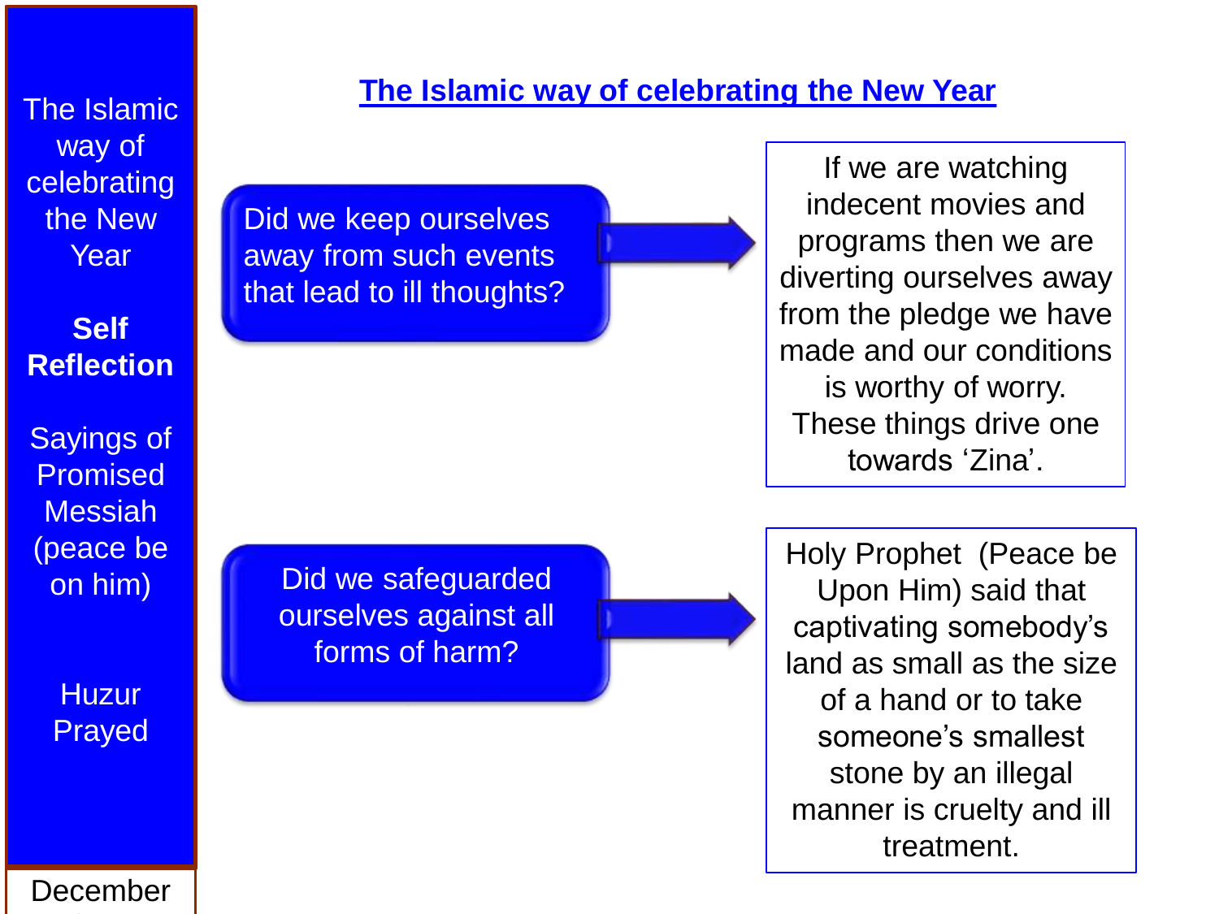The Islamic way of celebrating the New Year

**Self Reflection**

Sayings of Promised Messiah (peace be on him)

Huzur Prayed

December

## The Islamic way of celebrating the New Year

Did we keep ourselves away from such events that lead to ill thoughts?

If we are watching indecent movies and programs then we are diverting ourselves away from the pledge we have made and our conditions is worthy of worry. These things drive one towards 'Zina'.

Did we safeguarded ourselves against all forms of harm?

Holy Prophet (Peace be Upon Him) said that captivating somebody's land as small as the size of a hand or to take someone's smallest stone by an illegal manner is cruelty and ill treatment.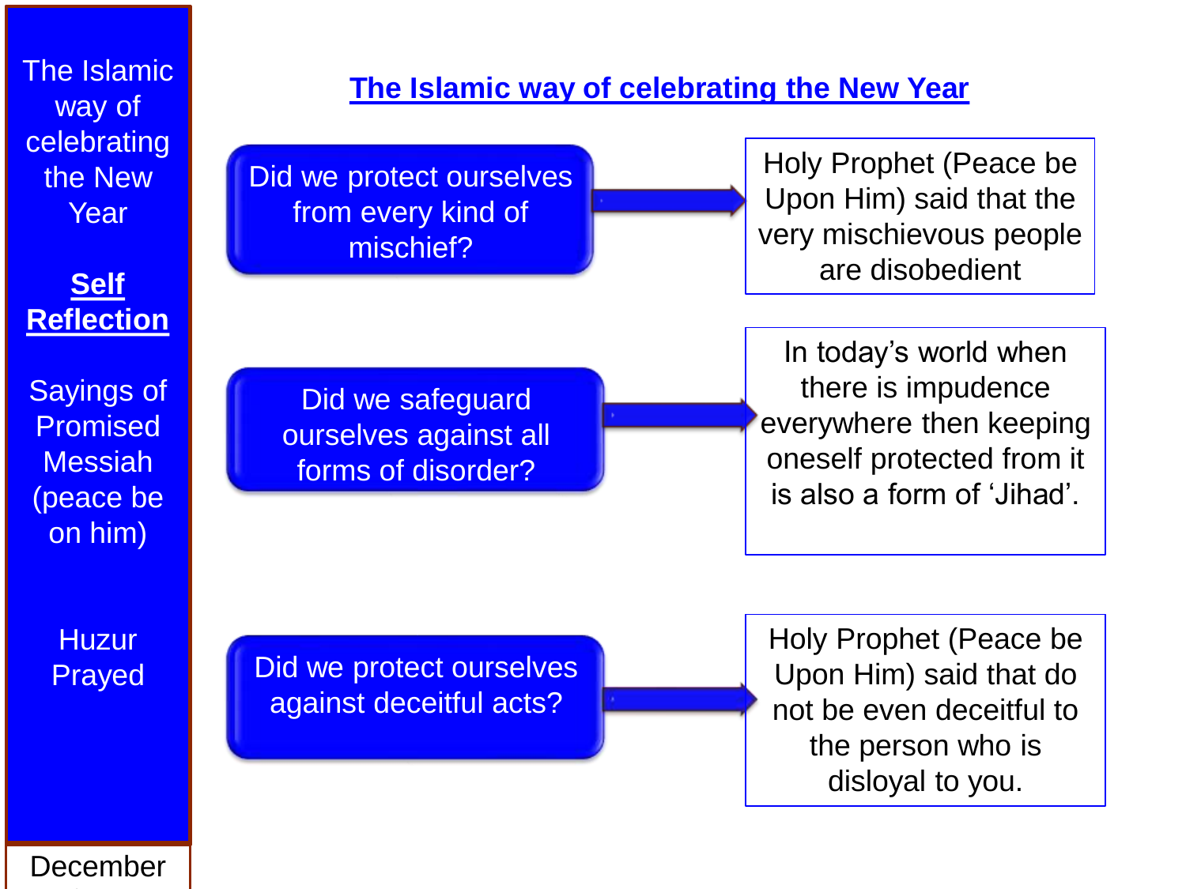The Islamic way of celebrating the New Year

**Self Reflection**

Sayings of Promised Messiah (peace be on him)

Huzur Prayed

December

## The Islamic way of celebrating the New Year

Did we protect ourselves from every kind of mischief?

→ Holy Prophet (Peace be Upon Him) said that the very mischievous people are disobedient

Did we safeguard ourselves against all forms of disorder?

→ In today's world when there is impudence everywhere then keeping oneself protected from it is also a form of 'Jihad'.

Did we protect ourselves against deceitful acts?

→ Holy Prophet (Peace be Upon Him) said that do not be even deceitful to the person who is disloyal to you.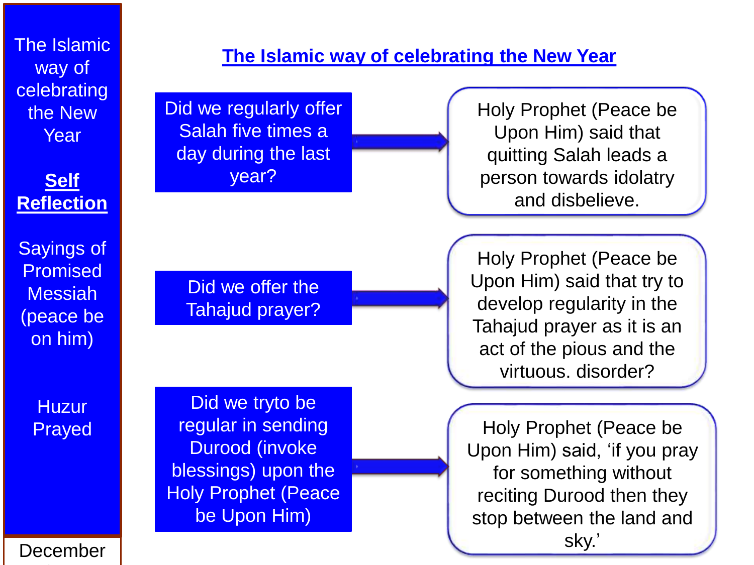The Islamic way of celebrating the New Year

**Self Reflection**

Sayings of Promised Messiah (peace be on him)

Huzur Prayed

December

# The Islamic way of celebrating the New Year

Did we regularly offer Salah five times a day during the last year?

→ Holy Prophet (Peace be Upon Him) said that quitting Salah leads a person towards idolatry and disbelieve.

Did we offer the Tahajud prayer?

→ Holy Prophet (Peace be Upon Him) said that try to develop regularity in the Tahajud prayer as it is an act of the pious and the virtuous. disorder?

Did we tryto be regular in sending Durood (invoke blessings) upon the Holy Prophet (Peace be Upon Him)

→ Holy Prophet (Peace be Upon Him) said, 'if you pray for something without reciting Durood then they stop between the land and sky.'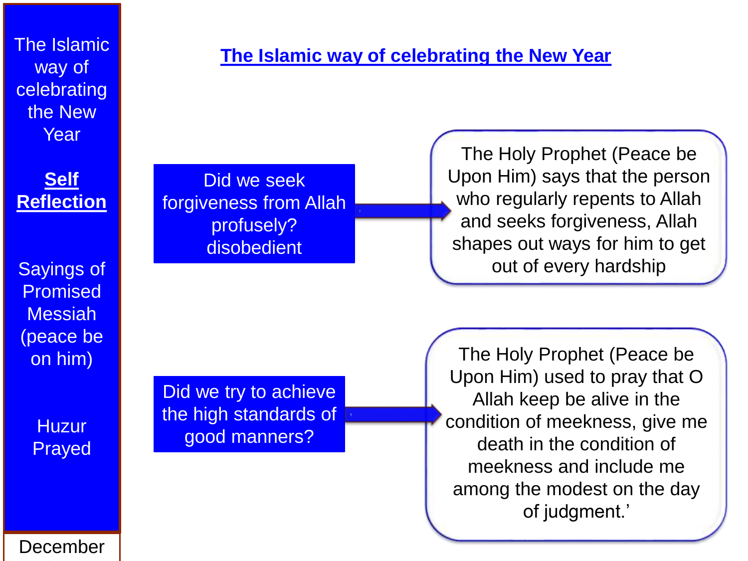# The Islamic way of celebrating the New Year

The Islamic way of celebrating the New Year

**Self Reflection**

Sayings of Promised Messiah (peace be on him)

Huzur Prayed

December

Did we seek forgiveness from Allah profusely? disobedient

→ The Holy Prophet (Peace be Upon Him) says that the person who regularly repents to Allah and seeks forgiveness, Allah shapes out ways for him to get out of every hardship

Did we try to achieve the high standards of good manners?

→ The Holy Prophet (Peace be Upon Him) used to pray that O Allah keep be alive in the condition of meekness, give me death in the condition of meekness and include me among the modest on the day of judgment.'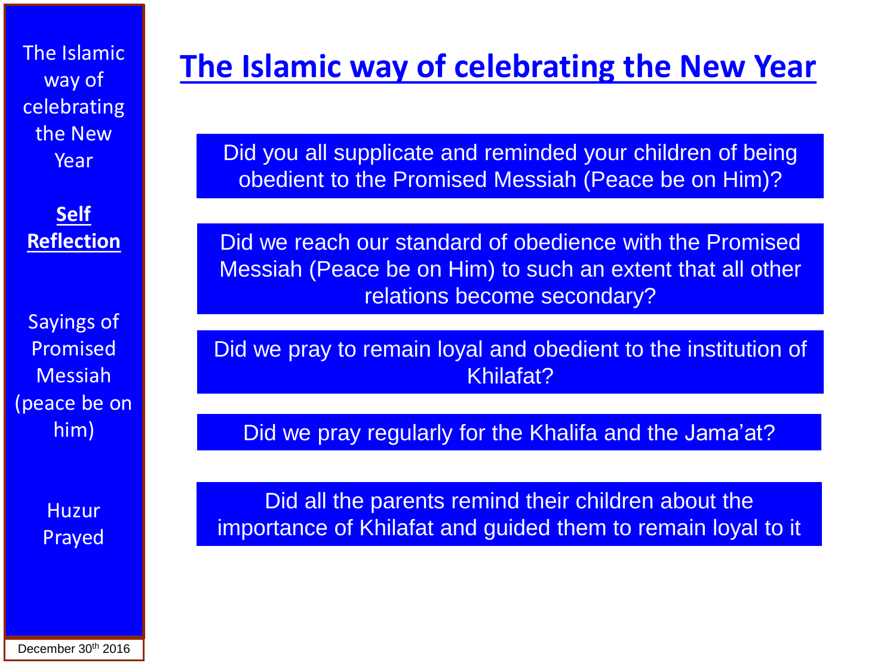The Islamic way of celebrating the New Year

**Self Reflection**

Sayings of Promised Messiah (peace be on him)

Huzur Prayed

December 30th 2016

# The Islamic way of celebrating the New Year

Did you all supplicate and reminded your children of being obedient to the Promised Messiah (Peace be on Him)?

Did we reach our standard of obedience with the Promised Messiah (Peace be on Him) to such an extent that all other relations become secondary?

Did we pray to remain loyal and obedient to the institution of Khilafat?

Did we pray regularly for the Khalifa and the Jama'at?

Did all the parents remind their children about the importance of Khilafat and guided them to remain loyal to it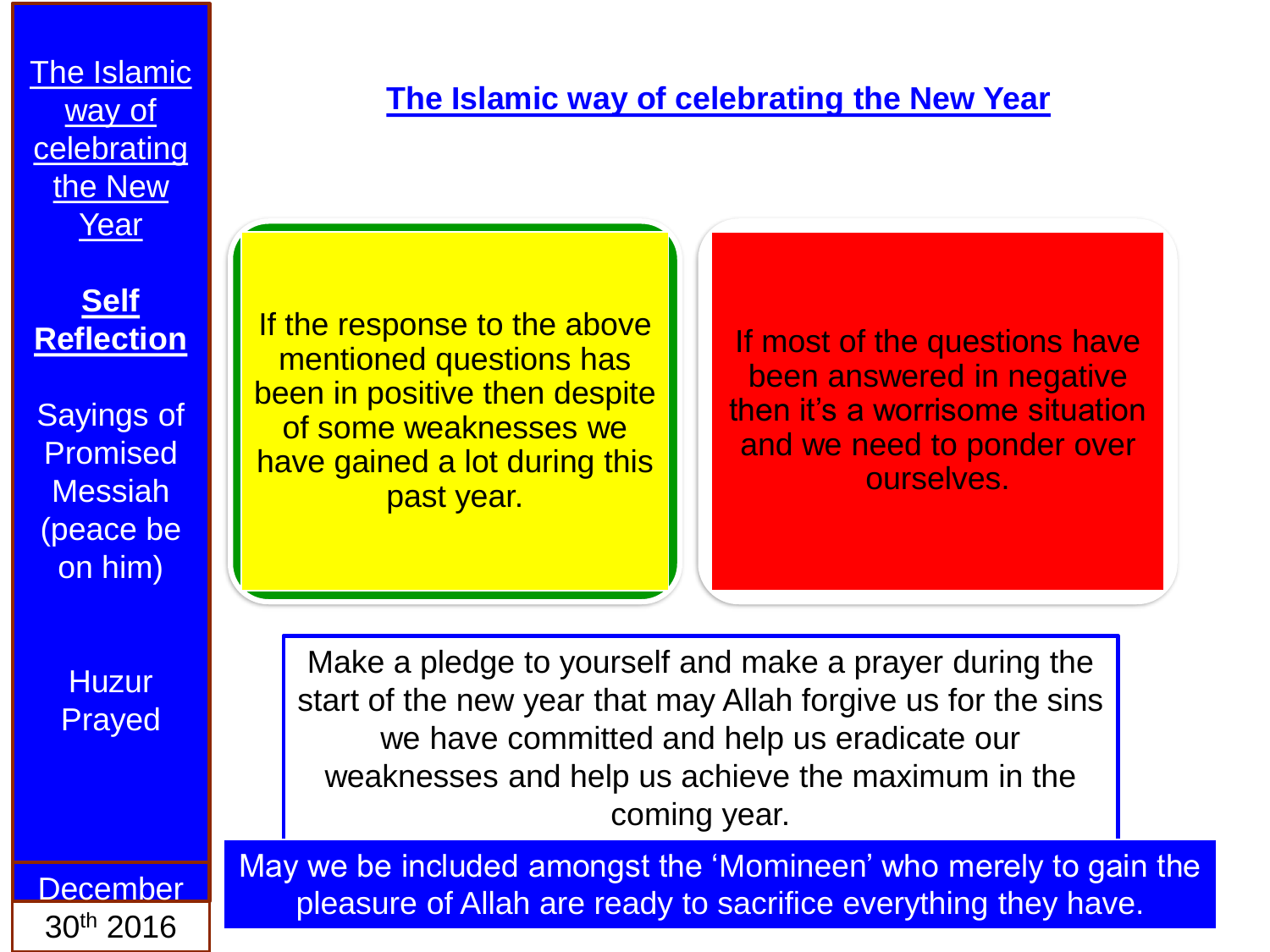# The Islamic way of celebrating the New Year

The Islamic way of celebrating the New Year

**Self Reflection**

Sayings of Promised Messiah (peace be on him)

Huzur Prayed

December 30th 2016

If the response to the above mentioned questions has been in positive then despite of some weaknesses we have gained a lot during this past year.

If most of the questions have been answered in negative then it's a worrisome situation and we need to ponder over ourselves.

Make a pledge to yourself and make a prayer during the start of the new year that may Allah forgive us for the sins we have committed and help us eradicate our weaknesses and help us achieve the maximum in the coming year.

May we be included amongst the 'Momineen' who merely to gain the pleasure of Allah are ready to sacrifice everything they have.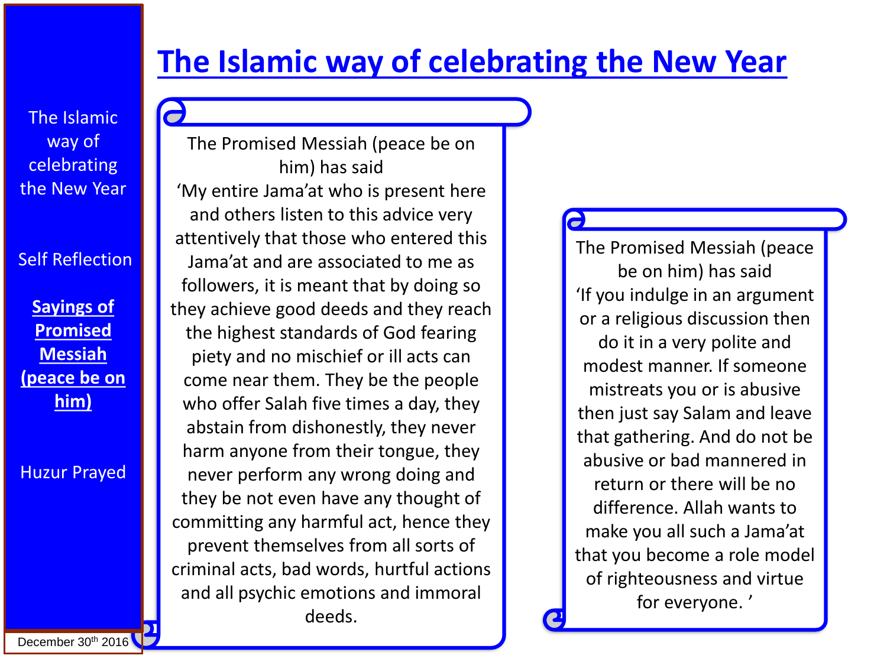# The Islamic way of celebrating the New Year

The Islamic way of celebrating the New Year

Self Reflection

**Sayings of Promised Messiah (peace be on him)**

Huzur Prayed

December 30th 2016

The Promised Messiah (peace be on him) has said
'My entire Jama'at who is present here and others listen to this advice very attentively that those who entered this Jama'at and are associated to me as followers, it is meant that by doing so they achieve good deeds and they reach the highest standards of God fearing piety and no mischief or ill acts can come near them. They be the people who offer Salah five times a day, they abstain from dishonestly, they never harm anyone from their tongue, they never perform any wrong doing and they be not even have any thought of committing any harmful act, hence they prevent themselves from all sorts of criminal acts, bad words, hurtful actions and all psychic emotions and immoral deeds.

The Promised Messiah (peace be on him) has said
'If you indulge in an argument or a religious discussion then do it in a very polite and modest manner. If someone mistreats you or is abusive then just say Salam and leave that gathering. And do not be abusive or bad mannered in return or there will be no difference. Allah wants to make you all such a Jama'at that you become a role model of righteousness and virtue for everyone. '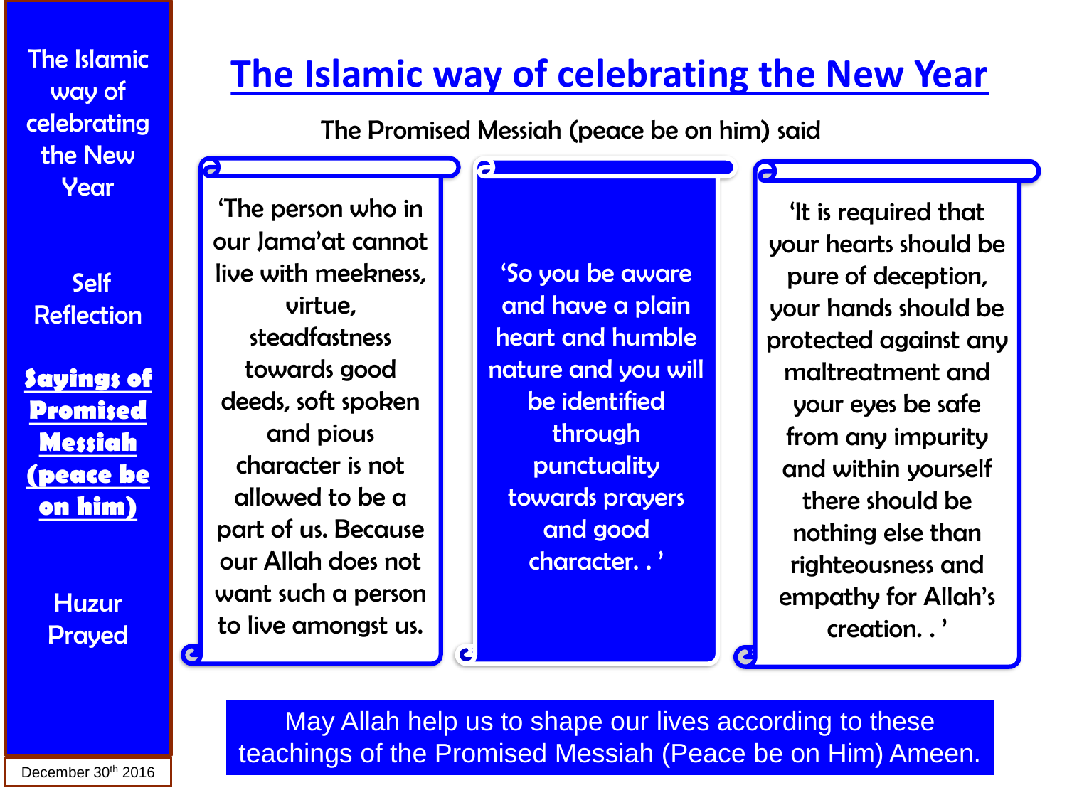The Islamic way of celebrating the New Year

Self Reflection

**Sayings of Promised Messiah (peace be on him)**

Huzur Prayed

December 30th 2016

# The Islamic way of celebrating the New Year

The Promised Messiah (peace be on him) said

'The person who in our Jama'at cannot live with meekness, virtue, steadfastness towards good deeds, soft spoken and pious character is not allowed to be a part of us. Because our Allah does not want such a person to live amongst us.

'So you be aware and have a plain heart and humble nature and you will be identified through punctuality towards prayers and good character. . '

'It is required that your hearts should be pure of deception, your hands should be protected against any maltreatment and your eyes be safe from any impurity and within yourself there should be nothing else than righteousness and empathy for Allah's creation. . '

May Allah help us to shape our lives according to these teachings of the Promised Messiah (Peace be on Him) Ameen.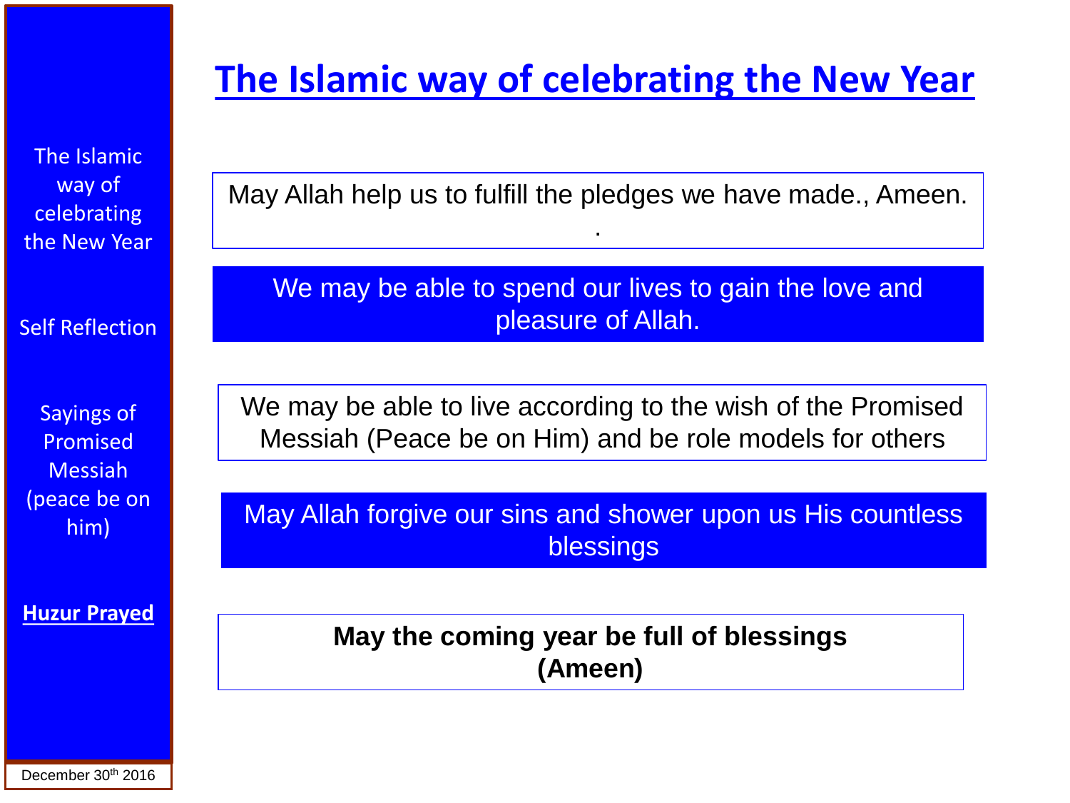The Islamic way of celebrating the New Year

Self Reflection

Sayings of Promised Messiah (peace be on him)

**Huzur Prayed**

December 30th 2016

# The Islamic way of celebrating the New Year

May Allah help us to fulfill the pledges we have made., Ameen.
.

We may be able to spend our lives to gain the love and pleasure of Allah.

We may be able to live according to the wish of the Promised Messiah (Peace be on Him) and be role models for others

May Allah forgive our sins and shower upon us His countless blessings

**May the coming year be full of blessings (Ameen)**